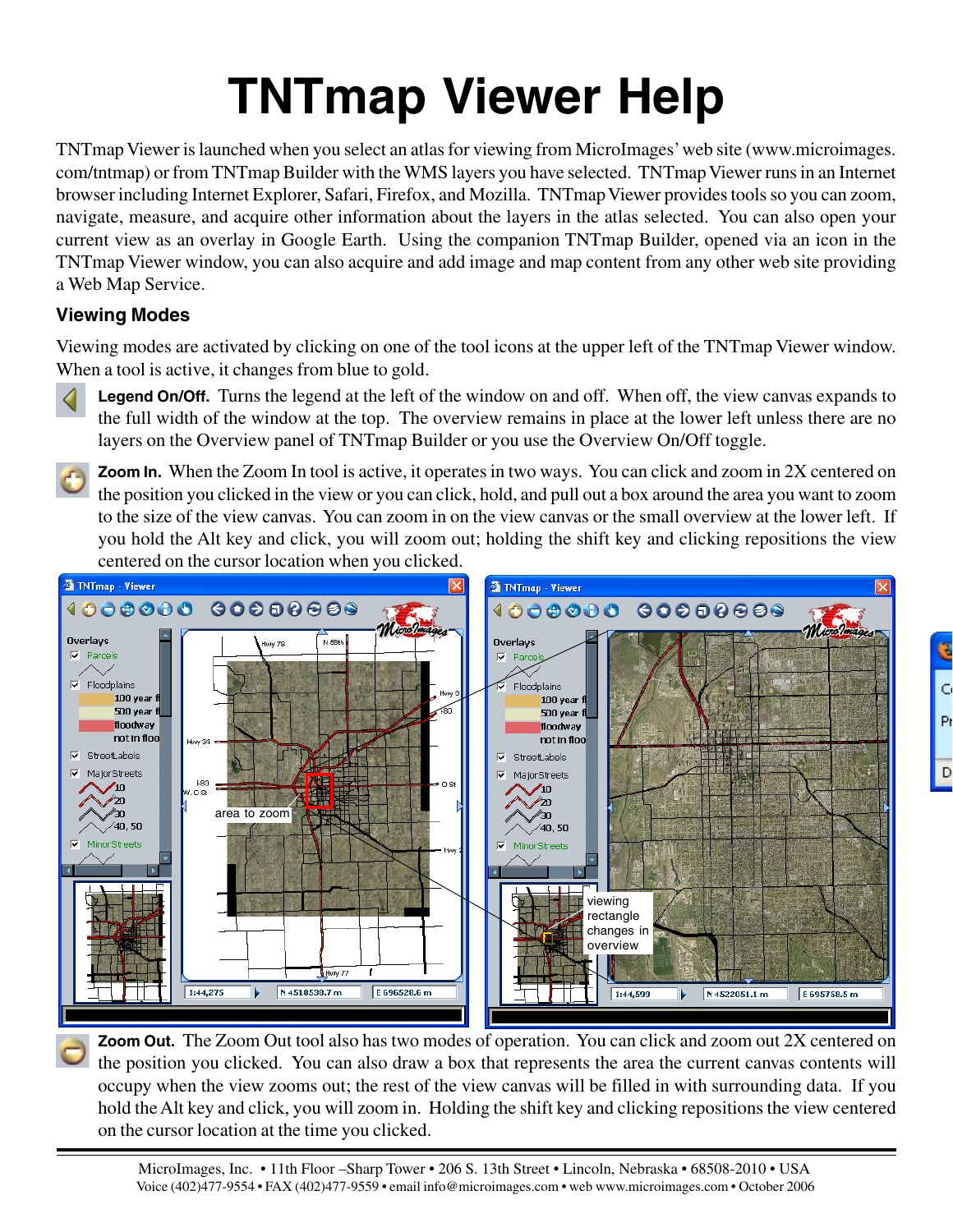# TNTmap Viewer Help

TNTmap Viewer is launched when you select an atlas for viewing from MicroImages' web site (www.microimages.com/tntmap) or from TNTmap Builder with the WMS layers you have selected. TNTmap Viewer runs in an Internet browser including Internet Explorer, Safari, Firefox, and Mozilla. TNTmap Viewer provides tools so you can zoom, navigate, measure, and acquire other information about the layers in the atlas selected. You can also open your current view as an overlay in Google Earth. Using the companion TNTmap Builder, opened via an icon in the TNTmap Viewer window, you can also acquire and add image and map content from any other web site providing a Web Map Service.

## Viewing Modes

Viewing modes are activated by clicking on one of the tool icons at the upper left of the TNTmap Viewer window. When a tool is active, it changes from blue to gold.

**Legend On/Off.** Turns the legend at the left of the window on and off. When off, the view canvas expands to the full width of the window at the top. The overview remains in place at the lower left unless there are no layers on the Overview panel of TNTmap Builder or you use the Overview On/Off toggle.

**Zoom In.** When the Zoom In tool is active, it operates in two ways. You can click and zoom in 2X centered on the position you clicked in the view or you can click, hold, and pull out a box around the area you want to zoom to the size of the view canvas. You can zoom in on the view canvas or the small overview at the lower left. If you hold the Alt key and click, you will zoom out; holding the shift key and clicking repositions the view centered on the cursor location when you clicked.

**Zoom Out.** The Zoom Out tool also has two modes of operation. You can click and zoom out 2X centered on the position you clicked. You can also draw a box that represents the area the current canvas contents will occupy when the view zooms out; the rest of the view canvas will be filled in with surrounding data. If you hold the Alt key and click, you will zoom in. Holding the shift key and clicking repositions the view centered on the cursor location at the time you clicked.

MicroImages, Inc. • 11th Floor –Sharp Tower • 206 S. 13th Street • Lincoln, Nebraska • 68508-2010 • USA
Voice (402)477-9554 • FAX (402)477-9559 • email info@microimages.com • web www.microimages.com • October 2006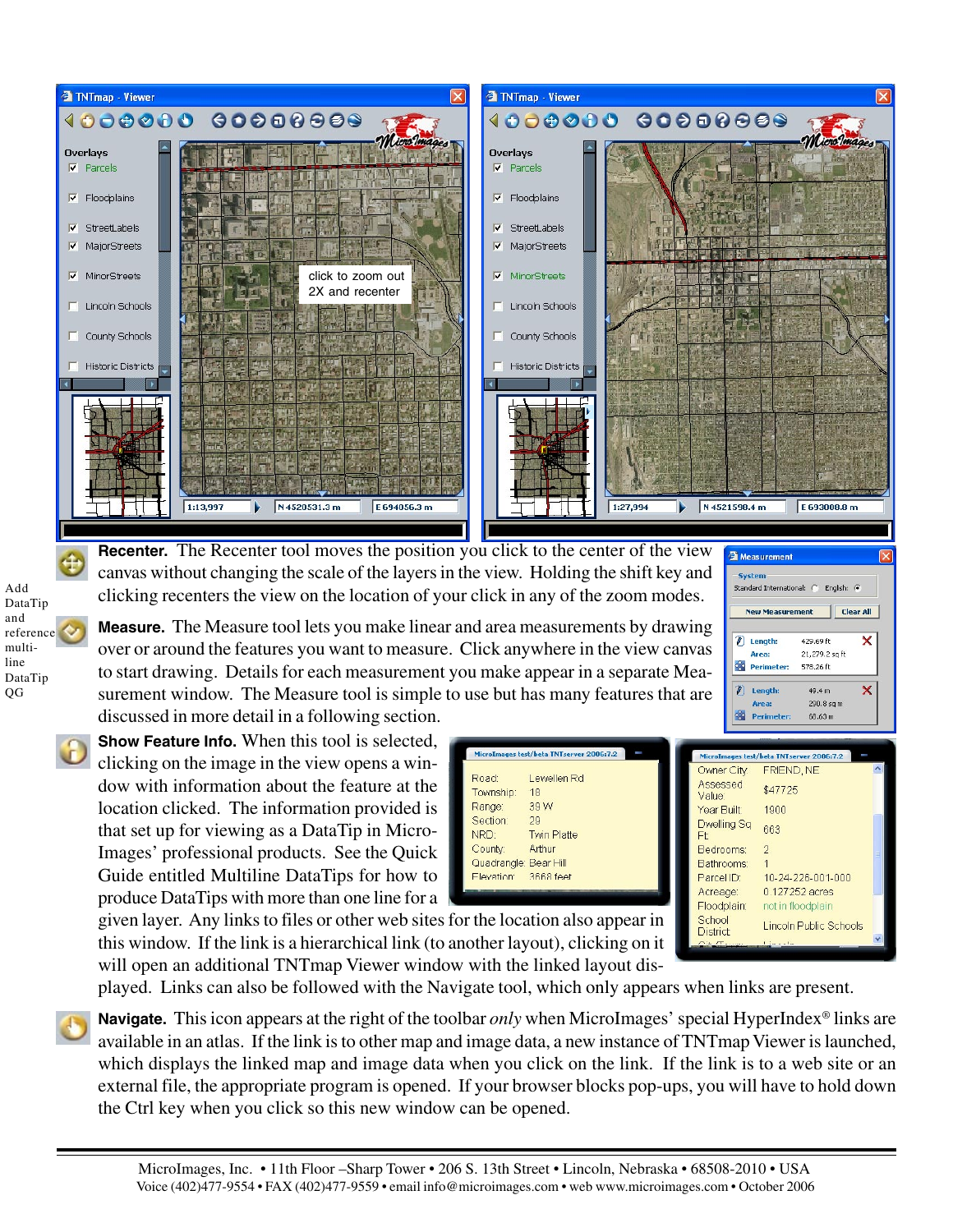Add DataTip and reference multi-line DataTip QG

**Recenter.** The Recenter tool moves the position you click to the center of the view canvas without changing the scale of the layers in the view. Holding the shift key and clicking recenters the view on the location of your click in any of the zoom modes.

**Measure.** The Measure tool lets you make linear and area measurements by drawing over or around the features you want to measure. Click anywhere in the view canvas to start drawing. Details for each measurement you make appear in a separate Measurement window. The Measure tool is simple to use but has many features that are discussed in more detail in a following section.

**Show Feature Info.** When this tool is selected, clicking on the image in the view opens a window with information about the feature at the location clicked. The information provided is that set up for viewing as a DataTip in MicroImages' professional products. See the Quick Guide entitled Multiline DataTips for how to produce DataTips with more than one line for a given layer. Any links to files or other web sites for the location also appear in this window. If the link is a hierarchical link (to another layout), clicking on it will open an additional TNTmap Viewer window with the linked layout displayed. Links can also be followed with the Navigate tool, which only appears when links are present.

**Navigate.** This icon appears at the right of the toolbar *only* when MicroImages' special HyperIndex® links are available in an atlas. If the link is to other map and image data, a new instance of TNTmap Viewer is launched, which displays the linked map and image data when you click on the link. If the link is to a web site or an external file, the appropriate program is opened. If your browser blocks pop-ups, you will have to hold down the Ctrl key when you click so this new window can be opened.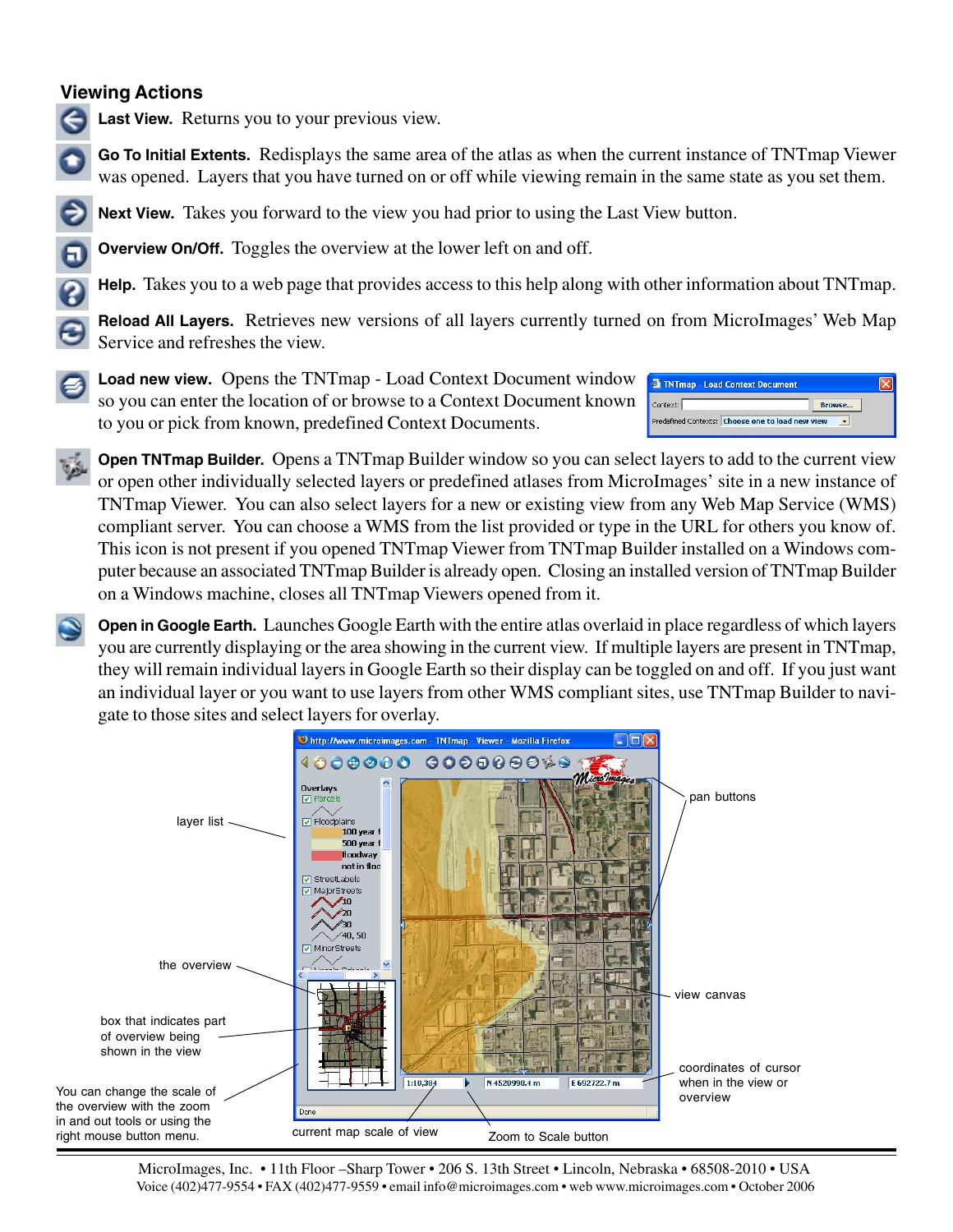## Viewing Actions

**Last View.** Returns you to your previous view.

**Go To Initial Extents.** Redisplays the same area of the atlas as when the current instance of TNTmap Viewer was opened. Layers that you have turned on or off while viewing remain in the same state as you set them.

**Next View.** Takes you forward to the view you had prior to using the Last View button.

**Overview On/Off.** Toggles the overview at the lower left on and off.

**Help.** Takes you to a web page that provides access to this help along with other information about TNTmap.

**Reload All Layers.** Retrieves new versions of all layers currently turned on from MicroImages' Web Map Service and refreshes the view.

**Load new view.** Opens the TNTmap - Load Context Document window so you can enter the location of or browse to a Context Document known to you or pick from known, predefined Context Documents.

**Open TNTmap Builder.** Opens a TNTmap Builder window so you can select layers to add to the current view or open other individually selected layers or predefined atlases from MicroImages' site in a new instance of TNTmap Viewer. You can also select layers for a new or existing view from any Web Map Service (WMS) compliant server. You can choose a WMS from the list provided or type in the URL for others you know of. This icon is not present if you opened TNTmap Viewer from TNTmap Builder installed on a Windows computer because an associated TNTmap Builder is already open. Closing an installed version of TNTmap Builder on a Windows machine, closes all TNTmap Viewers opened from it.

**Open in Google Earth.** Launches Google Earth with the entire atlas overlaid in place regardless of which layers you are currently displaying or the area showing in the current view. If multiple layers are present in TNTmap, they will remain individual layers in Google Earth so their display can be toggled on and off. If you just want an individual layer or you want to use layers from other WMS compliant sites, use TNTmap Builder to navigate to those sites and select layers for overlay.

layer list

the overview

box that indicates part of overview being shown in the view

You can change the scale of the overview with the zoom in and out tools or using the right mouse button menu.

current map scale of view

Zoom to Scale button

pan buttons

view canvas

coordinates of cursor when in the view or overview

MicroImages, Inc. • 11th Floor –Sharp Tower • 206 S. 13th Street • Lincoln, Nebraska • 68508-2010 • USA
Voice (402)477-9554 • FAX (402)477-9559 • email info@microimages.com • web www.microimages.com • October 2006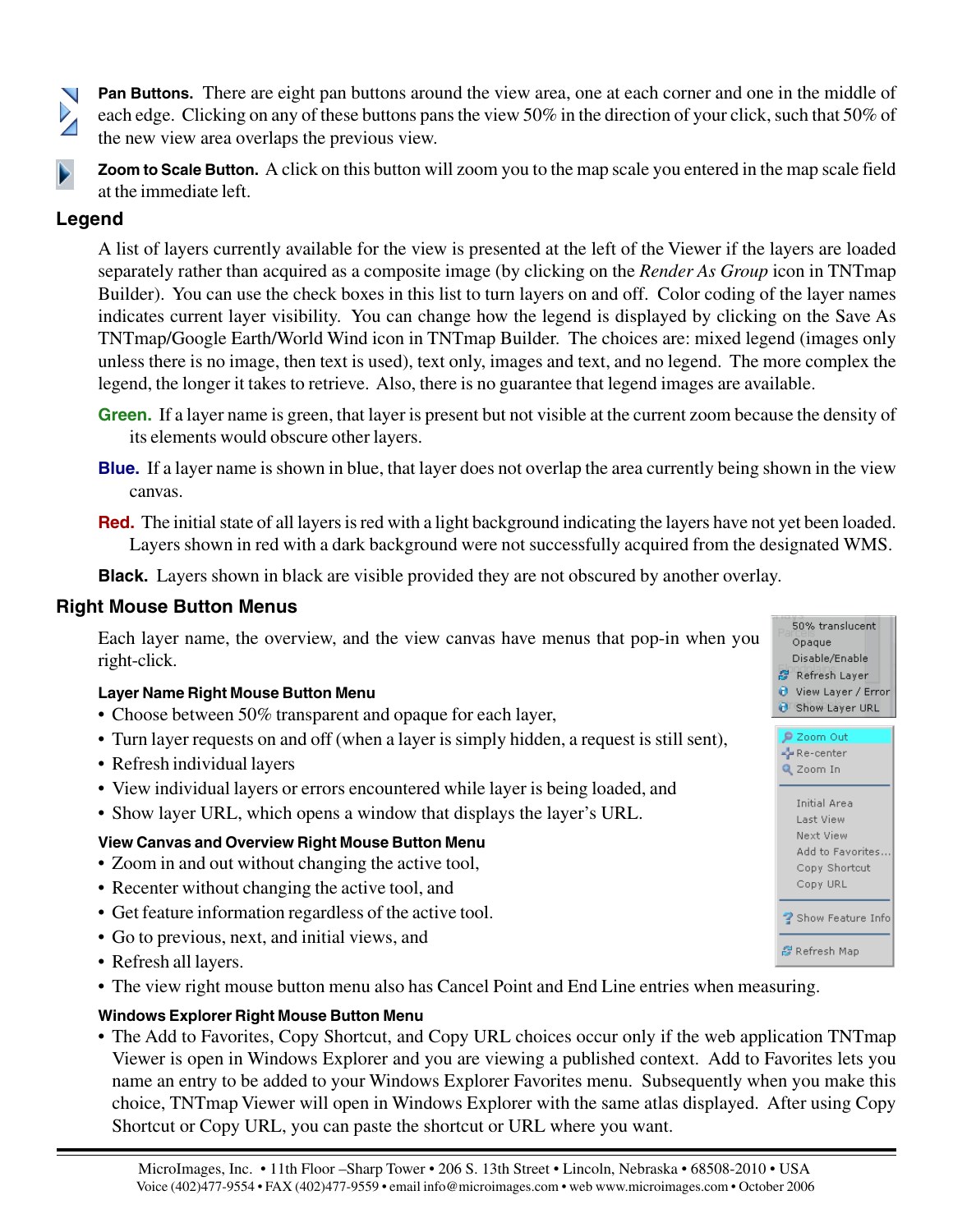**Pan Buttons.** There are eight pan buttons around the view area, one at each corner and one in the middle of each edge. Clicking on any of these buttons pans the view 50% in the direction of your click, such that 50% of the new view area overlaps the previous view.

**Zoom to Scale Button.** A click on this button will zoom you to the map scale you entered in the map scale field at the immediate left.

## Legend

A list of layers currently available for the view is presented at the left of the Viewer if the layers are loaded separately rather than acquired as a composite image (by clicking on the *Render As Group* icon in TNTmap Builder). You can use the check boxes in this list to turn layers on and off. Color coding of the layer names indicates current layer visibility. You can change how the legend is displayed by clicking on the Save As TNTmap/Google Earth/World Wind icon in TNTmap Builder. The choices are: mixed legend (images only unless there is no image, then text is used), text only, images and text, and no legend. The more complex the legend, the longer it takes to retrieve. Also, there is no guarantee that legend images are available.

**Green.** If a layer name is green, that layer is present but not visible at the current zoom because the density of its elements would obscure other layers.

**Blue.** If a layer name is shown in blue, that layer does not overlap the area currently being shown in the view canvas.

**Red.** The initial state of all layers is red with a light background indicating the layers have not yet been loaded. Layers shown in red with a dark background were not successfully acquired from the designated WMS.

**Black.** Layers shown in black are visible provided they are not obscured by another overlay.

## Right Mouse Button Menus

Each layer name, the overview, and the view canvas have menus that pop-in when you right-click.

### Layer Name Right Mouse Button Menu

- Choose between 50% transparent and opaque for each layer,
- Turn layer requests on and off (when a layer is simply hidden, a request is still sent),
- Refresh individual layers
- View individual layers or errors encountered while layer is being loaded, and
- Show layer URL, which opens a window that displays the layer's URL.

### View Canvas and Overview Right Mouse Button Menu

- Zoom in and out without changing the active tool,
- Recenter without changing the active tool, and
- Get feature information regardless of the active tool.
- Go to previous, next, and initial views, and
- Refresh all layers.
- The view right mouse button menu also has Cancel Point and End Line entries when measuring.

### Windows Explorer Right Mouse Button Menu

- The Add to Favorites, Copy Shortcut, and Copy URL choices occur only if the web application TNTmap Viewer is open in Windows Explorer and you are viewing a published context. Add to Favorites lets you name an entry to be added to your Windows Explorer Favorites menu. Subsequently when you make this choice, TNTmap Viewer will open in Windows Explorer with the same atlas displayed. After using Copy Shortcut or Copy URL, you can paste the shortcut or URL where you want.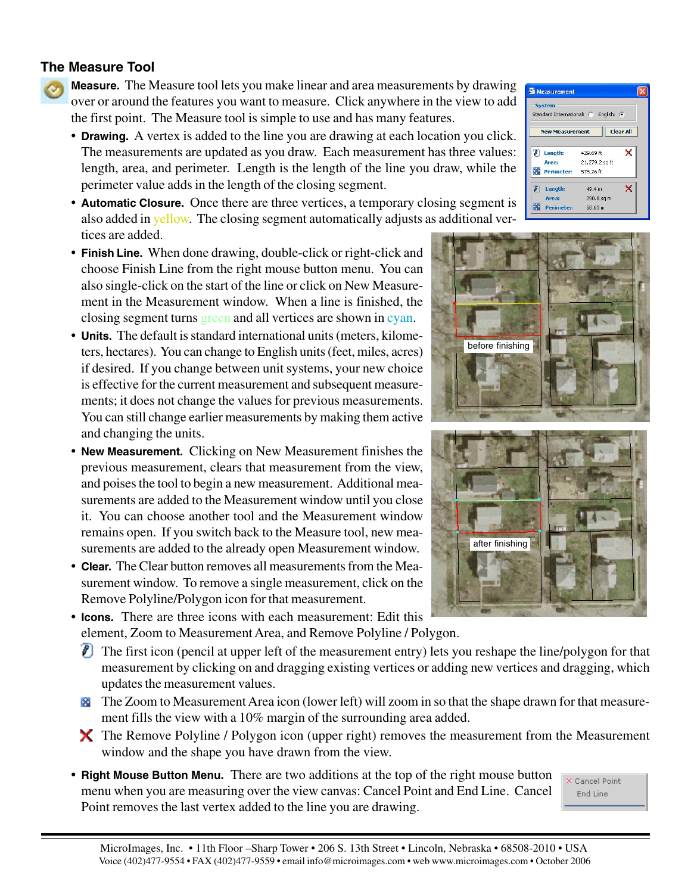### The Measure Tool

**Measure.** The Measure tool lets you make linear and area measurements by drawing over or around the features you want to measure. Click anywhere in the view to add the first point. The Measure tool is simple to use and has many features.

- **Drawing.** A vertex is added to the line you are drawing at each location you click. The measurements are updated as you draw. Each measurement has three values: length, area, and perimeter. Length is the length of the line you draw, while the perimeter value adds in the length of the closing segment.
- **Automatic Closure.** Once there are three vertices, a temporary closing segment is also added in yellow. The closing segment automatically adjusts as additional vertices are added.
- **Finish Line.** When done drawing, double-click or right-click and choose Finish Line from the right mouse button menu. You can also single-click on the start of the line or click on New Measurement in the Measurement window. When a line is finished, the closing segment turns green and all vertices are shown in cyan.
- **Units.** The default is standard international units (meters, kilometers, hectares). You can change to English units (feet, miles, acres) if desired. If you change between unit systems, your new choice is effective for the current measurement and subsequent measurements; it does not change the values for previous measurements. You can still change earlier measurements by making them active and changing the units.
- **New Measurement.** Clicking on New Measurement finishes the previous measurement, clears that measurement from the view, and poises the tool to begin a new measurement. Additional measurements are added to the Measurement window until you close it. You can choose another tool and the Measurement window remains open. If you switch back to the Measure tool, new measurements are added to the already open Measurement window.
- **Clear.** The Clear button removes all measurements from the Measurement window. To remove a single measurement, click on the Remove Polyline/Polygon icon for that measurement.
- **Icons.** There are three icons with each measurement: Edit this element, Zoom to Measurement Area, and Remove Polyline / Polygon.
  - The first icon (pencil at upper left of the measurement entry) lets you reshape the line/polygon for that measurement by clicking on and dragging existing vertices or adding new vertices and dragging, which updates the measurement values.
  - The Zoom to Measurement Area icon (lower left) will zoom in so that the shape drawn for that measurement fills the view with a 10% margin of the surrounding area added.
  - The Remove Polyline / Polygon icon (upper right) removes the measurement from the Measurement window and the shape you have drawn from the view.
- **Right Mouse Button Menu.** There are two additions at the top of the right mouse button menu when you are measuring over the view canvas: Cancel Point and End Line. Cancel Point removes the last vertex added to the line you are drawing.

Measurement
System
Standard International: English:
New Measurement | Clear All
Length: 429.69 ft
Area: 21,279.2 sq ft
Perimeter: 578.26 ft
Length: 49.4 m
Area: 290.8 sq m
Perimeter: 68.63 m

before finishing

after finishing

Cancel Point
End Line